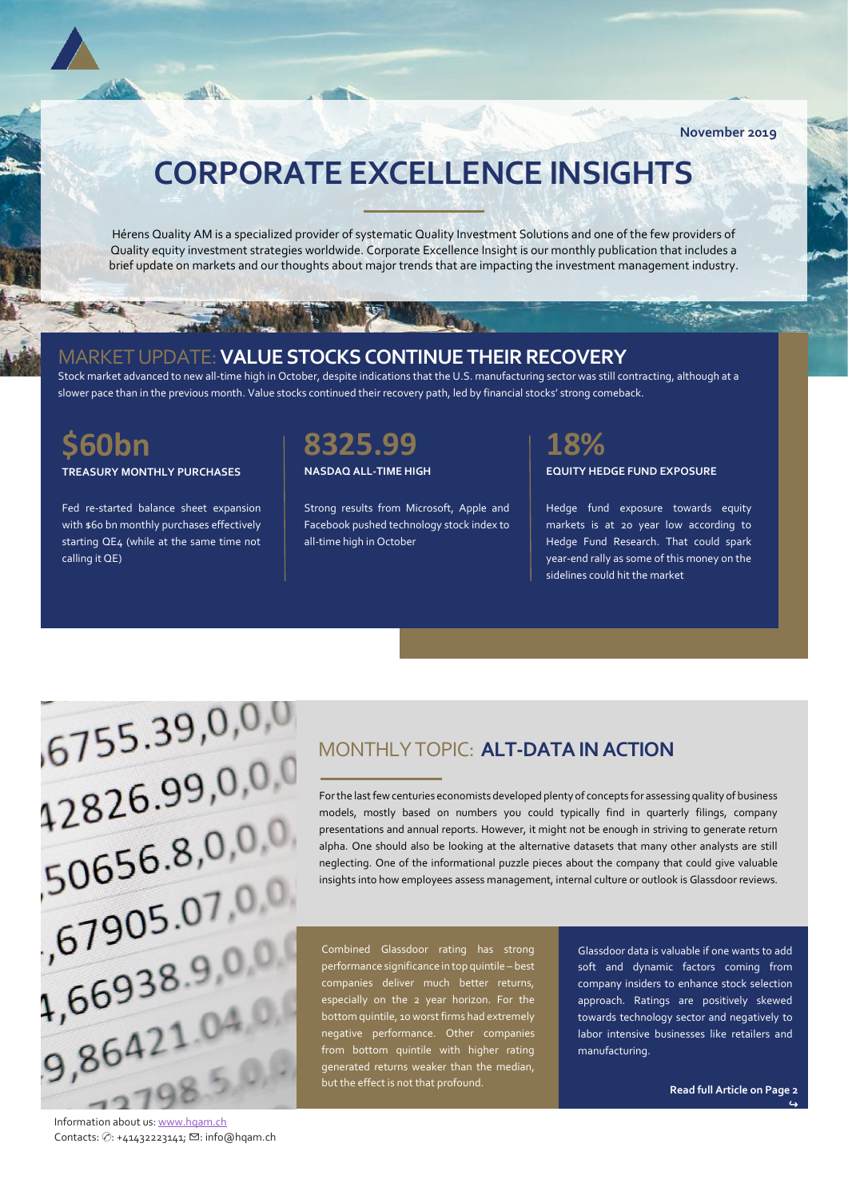November 2019

# CORPORATE EXCELLENCE INSIGHTS

Hérens Quality AM is a specialized provider of systematic Quality Investment Solutions and one of the few providers of Quality equity investment strategies worldwide. Corporate Excellence Insight is our monthly publication that includes a brief update on markets and our thoughts about major trends that are impacting the investment management industry.

## MARKET UPDATE: **VALUE STOCKS CONTINUE THEIR RECOVERY**

Stock market advanced to new all-time high in October, despite indications that the U.S. manufacturing sector was still contracting, although at a slower pace than in the previous month. Value stocks continued their recovery path, led by financial stocks' strong comeback.

### $60bn

**TREASURY MONTHLY PURCHASES**

Fed re-started balance sheet expansion with $60 bn monthly purchases effectively starting QE4 (while at the same time not calling it QE)

### 8325.99

**NASDAQ ALL-TIME HIGH**

Strong results from Microsoft, Apple and Facebook pushed technology stock index to all-time high in October

### 18%

**EQUITY HEDGE FUND EXPOSURE**

Hedge fund exposure towards equity markets is at 20 year low according to Hedge Fund Research. That could spark year-end rally as some of this money on the sidelines could hit the market

## MONTHLY TOPIC: **ALT-DATA IN ACTION**

For the last few centuries economists developed plenty of concepts for assessing quality of business models, mostly based on numbers you could typically find in quarterly filings, company presentations and annual reports. However, it might not be enough in striving to generate return alpha. One should also be looking at the alternative datasets that many other analysts are still neglecting. One of the informational puzzle pieces about the company that could give valuable insights into how employees assess management, internal culture or outlook is Glassdoor reviews.

Combined Glassdoor rating has strong performance significance in top quintile – best companies deliver much better returns, especially on the 2 year horizon. For the bottom quintile, 10 worst firms had extremely negative performance. Other companies from bottom quintile with higher rating generated returns weaker than the median, but the effect is not that profound.

Glassdoor data is valuable if one wants to add soft and dynamic factors coming from company insiders to enhance stock selection approach. Ratings are positively skewed towards technology sector and negatively to labor intensive businesses like retailers and manufacturing.

**Read full Article on Page 2**

Information about us: www.hqam.ch
Contacts: ✆: +41432223141; ✉: info@hqam.ch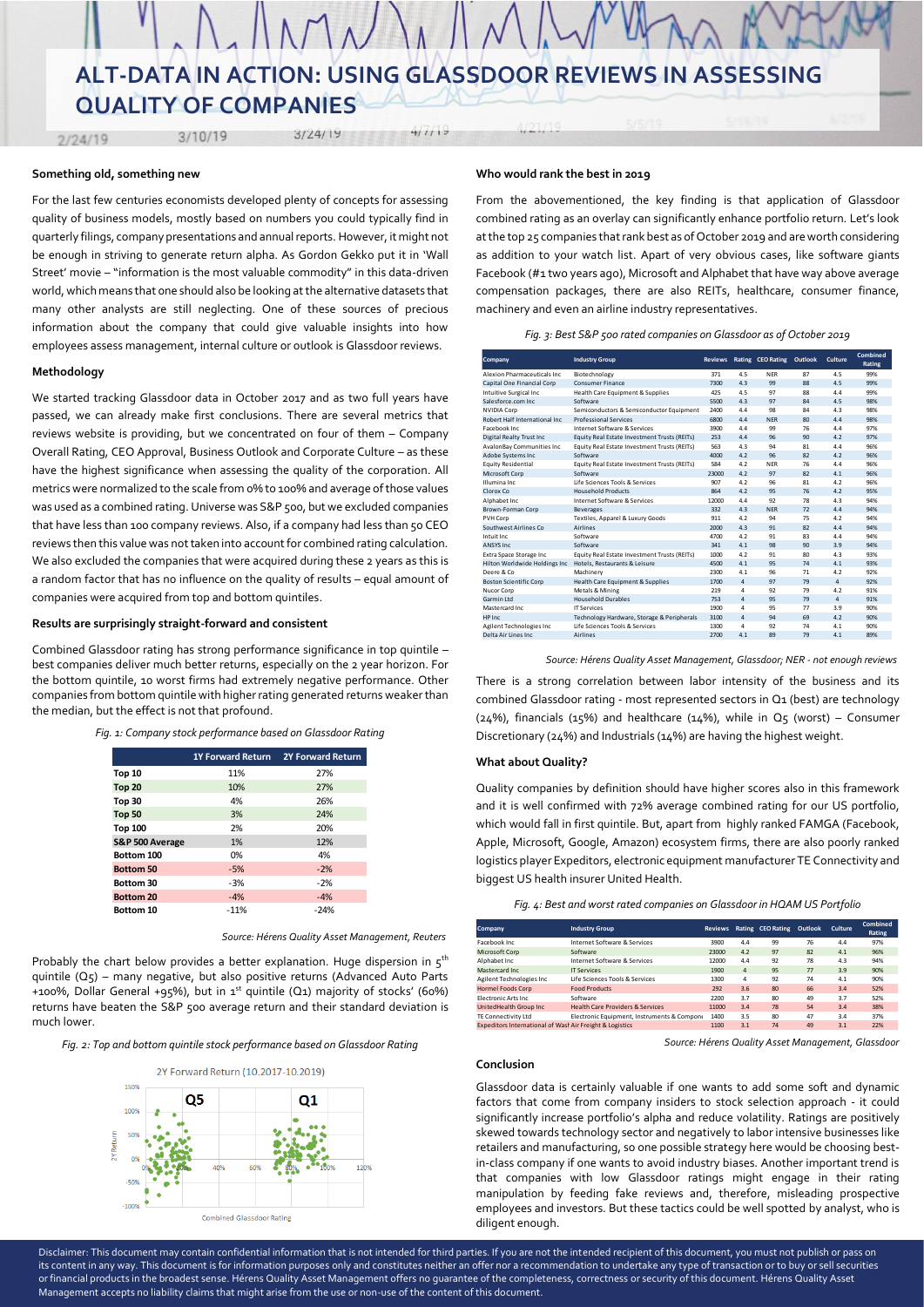# ALT-DATA IN ACTION: USING GLASSDOOR REVIEWS IN ASSESSING QUALITY OF COMPANIES

### Something old, something new

For the last few centuries economists developed plenty of concepts for assessing quality of business models, mostly based on numbers you could typically find in quarterly filings, company presentations and annual reports. However, it might not be enough in striving to generate return alpha. As Gordon Gekko put it in 'Wall Street' movie – "information is the most valuable commodity" in this data-driven world, which means that one should also be looking at the alternative datasets that many other analysts are still neglecting. One of these sources of precious information about the company that could give valuable insights into how employees assess management, internal culture or outlook is Glassdoor reviews.

### Methodology

We started tracking Glassdoor data in October 2017 and as two full years have passed, we can already make first conclusions. There are several metrics that reviews website is providing, but we concentrated on four of them – Company Overall Rating, CEO Approval, Business Outlook and Corporate Culture – as these have the highest significance when assessing the quality of the corporation. All metrics were normalized to the scale from 0% to 100% and average of those values was used as a combined rating. Universe was S&P 500, but we excluded companies that have less than 100 company reviews. Also, if a company had less than 50 CEO reviews then this value was not taken into account for combined rating calculation. We also excluded the companies that were acquired during these 2 years as this is a random factor that has no influence on the quality of results – equal amount of companies were acquired from top and bottom quintiles.

### Results are surprisingly straight-forward and consistent

Combined Glassdoor rating has strong performance significance in top quintile – best companies deliver much better returns, especially on the 2 year horizon. For the bottom quintile, 10 worst firms had extremely negative performance. Other companies from bottom quintile with higher rating generated returns weaker than the median, but the effect is not that profound.

*Fig. 1: Company stock performance based on Glassdoor Rating*

| | 1Y Forward Return | 2Y Forward Return |
|---|---|---|
| **Top 10** | 11% | 27% |
| **Top 20** | 10% | 27% |
| **Top 30** | 4% | 26% |
| **Top 50** | 3% | 24% |
| **Top 100** | 2% | 20% |
| **S&P 500 Average** | 1% | 12% |
| **Bottom 100** | 0% | 4% |
| **Bottom 50** | -5% | -2% |
| **Bottom 30** | -3% | -2% |
| **Bottom 20** | -4% | -4% |
| **Bottom 10** | -11% | -24% |

*Source: Hérens Quality Asset Management, Reuters*

Probably the chart below provides a better explanation. Huge dispersion in 5th quintile (Q5) – many negative, but also positive returns (Advanced Auto Parts +100%, Dollar General +95%), but in 1st quintile (Q1) majority of stocks' (60%) returns have beaten the S&P 500 average return and their standard deviation is much lower.

*Fig. 2: Top and bottom quintile stock performance based on Glassdoor Rating*

2Y Forward Return (10.2017-10.2019)

Q5

Q1

150%
100%
50%
0%
-50%
-100%

2Y Return

40%
60%
80%
100%
120%

Combined Glassdoor Rating

### Who would rank the best in 2019

From the abovementioned, the key finding is that application of Glassdoor combined rating as an overlay can significantly enhance portfolio return. Let's look at the top 25 companies that rank best as of October 2019 and are worth considering as addition to your watch list. Apart of very obvious cases, like software giants Facebook (#1 two years ago), Microsoft and Alphabet that have way above average compensation packages, there are also REITs, healthcare, consumer finance, machinery and even an airline industry representatives.

*Fig. 3: Best S&P 500 rated companies on Glassdoor as of October 2019*

| Company | Industry Group | Reviews | Rating | CEO Rating | Outlook | Culture | Combined Rating |
|---|---|---|---|---|---|---|---|
| Alexion Pharmaceuticals Inc | Biotechnology | 371 | 4.5 | NER | 87 | 4.5 | 99% |
| Capital One Financial Corp | Consumer Finance | 7300 | 4.3 | 99 | 88 | 4.5 | 99% |
| Intuitive Surgical Inc | Health Care Equipment & Supplies | 425 | 4.5 | 97 | 88 | 4.4 | 99% |
| Salesforce.com Inc | Software | 5500 | 4.3 | 97 | 84 | 4.5 | 98% |
| NVIDIA Corp | Semiconductors & Semiconductor Equipment | 2400 | 4.4 | 98 | 84 | 4.3 | 98% |
| Robert Half International Inc | Professional Services | 6800 | 4.4 | NER | 80 | 4.4 | 98% |
| Facebook Inc | Internet Software & Services | 3900 | 4.4 | 99 | 76 | 4.4 | 97% |
| Digital Realty Trust Inc | Equity Real Estate Investment Trusts (REITs) | 253 | 4.4 | 96 | 90 | 4.2 | 97% |
| AvalonBay Communities Inc | Equity Real Estate Investment Trusts (REITs) | 563 | 4.3 | 94 | 81 | 4.4 | 96% |
| Adobe Systems Inc | Software | 4000 | 4.2 | 96 | 82 | 4.2 | 96% |
| Equity Residential | Equity Real Estate Investment Trusts (REITs) | 584 | 4.2 | NER | 76 | 4.4 | 96% |
| Microsoft Corp | Software | 23000 | 4.2 | 97 | 82 | 4.1 | 96% |
| Illumina Inc | Life Sciences Tools & Services | 907 | 4.2 | 96 | 81 | 4.2 | 96% |
| Clorox Co | Household Products | 864 | 4.2 | 95 | 76 | 4.2 | 95% |
| Alphabet Inc | Internet Software & Services | 12000 | 4.4 | 92 | 78 | 4.3 | 94% |
| Brown-Forman Corp | Beverages | 332 | 4.3 | NER | 72 | 4.4 | 94% |
| PVH Corp | Textiles, Apparel & Luxury Goods | 911 | 4.2 | 94 | 75 | 4.2 | 94% |
| Southwest Airlines Co | Airlines | 2000 | 4.3 | 91 | 82 | 4.4 | 94% |
| Intuit Inc | Software | 4700 | 4.2 | 91 | 83 | 4.4 | 94% |
| ANSYS Inc | Software | 341 | 4.1 | 98 | 90 | 3.9 | 94% |
| Extra Space Storage Inc | Equity Real Estate Investment Trusts (REITs) | 1000 | 4.2 | 91 | 80 | 4.3 | 93% |
| Hilton Worldwide Holdings Inc | Hotels, Restaurants & Leisure | 4500 | 4.1 | 95 | 74 | 4.1 | 93% |
| Deere & Co | Machinery | 2300 | 4.1 | 96 | 71 | 4.2 | 92% |
| Boston Scientific Corp | Health Care Equipment & Supplies | 1700 | 4 | 97 | 79 | 4 | 92% |
| Nucor Corp | Metals & Mining | 219 | 4 | 92 | 79 | 4.2 | 91% |
| Garmin Ltd | Household Durables | 753 | 4 | 95 | 79 | 4 | 91% |
| Mastercard Inc | IT Services | 1900 | 4 | 95 | 77 | 3.9 | 90% |
| HP Inc | Technology Hardware, Storage & Peripherals | 3100 | 4 | 94 | 69 | 4.2 | 90% |
| Agilent Technologies Inc | Life Sciences Tools & Services | 1300 | 4 | 92 | 74 | 4.1 | 90% |
| Delta Air Lines Inc | Airlines | 2700 | 4.1 | 89 | 79 | 4.1 | 89% |

*Source: Hérens Quality Asset Management, Glassdoor; NER - not enough reviews*

There is a strong correlation between labor intensity of the business and its combined Glassdoor rating - most represented sectors in Q1 (best) are technology (24%), financials (15%) and healthcare (14%), while in Q5 (worst) – Consumer Discretionary (24%) and Industrials (14%) are having the highest weight.

### What about Quality?

Quality companies by definition should have higher scores also in this framework and it is well confirmed with 72% average combined rating for our US portfolio, which would fall in first quintile. But, apart from highly ranked FAMGA (Facebook, Apple, Microsoft, Google, Amazon) ecosystem firms, there are also poorly ranked logistics player Expeditors, electronic equipment manufacturer TE Connectivity and biggest US health insurer United Health.

*Fig. 4: Best and worst rated companies on Glassdoor in HQAM US Portfolio*

| Company | Industry Group | Reviews | Rating | CEO Rating | Outlook | Culture | Combined Rating |
|---|---|---|---|---|---|---|---|
| Facebook Inc | Internet Software & Services | 3900 | 4.4 | 99 | 76 | 4.4 | 97% |
| Microsoft Corp | Software | 23000 | 4.2 | 97 | 82 | 4.1 | 96% |
| Alphabet Inc | Internet Software & Services | 12000 | 4.4 | 92 | 78 | 4.3 | 94% |
| Mastercard Inc | IT Services | 1900 | 4 | 95 | 77 | 3.9 | 90% |
| Agilent Technologies Inc | Life Sciences Tools & Services | 1300 | 4 | 92 | 74 | 4.1 | 90% |
| Hormel Foods Corp | Food Products | 292 | 3.6 | 80 | 66 | 3.4 | 52% |
| UnitedHealth Group Inc | Health Care Providers & Services | 11000 | 3.4 | 78 | 54 | 3.4 | 38% |
| TE Connectivity Ltd | Electronic Equipment, Instruments & Compone | 1400 | 3.5 | 80 | 47 | 3.4 | 37% |
| Expeditors International of Wash | Air Freight & Logistics | 1100 | 3.1 | 74 | 49 | 3.1 | 22% |

*Source: Hérens Quality Asset Management, Glassdoor*

### Conclusion

Glassdoor data is certainly valuable if one wants to add some soft and dynamic factors that come from company insiders to stock selection approach - it could significantly increase portfolio's alpha and reduce volatility. Ratings are positively skewed towards technology sector and negatively to labor intensive businesses like retailers and manufacturing, so one possible strategy here would be choosing best-in-class company if one wants to avoid industry biases. Another important trend is that companies with low Glassdoor ratings might engage in their rating manipulation by feeding fake reviews and, therefore, misleading prospective employees and investors. But these tactics could be well spotted by analyst, who is diligent enough.

Disclaimer: This document may contain confidential information that is not intended for third parties. If you are not the intended recipient of this document, you must not publish or pass on its content in any way. This document is for information purposes only and constitutes neither an offer nor a recommendation to undertake any type of transaction or to buy or sell securities or financial products in the broadest sense. Hérens Quality Asset Management offers no guarantee of the completeness, correctness or security of this document. Hérens Quality Asset Management accepts no liability claims that might arise from the use or non-use of the content of this document.